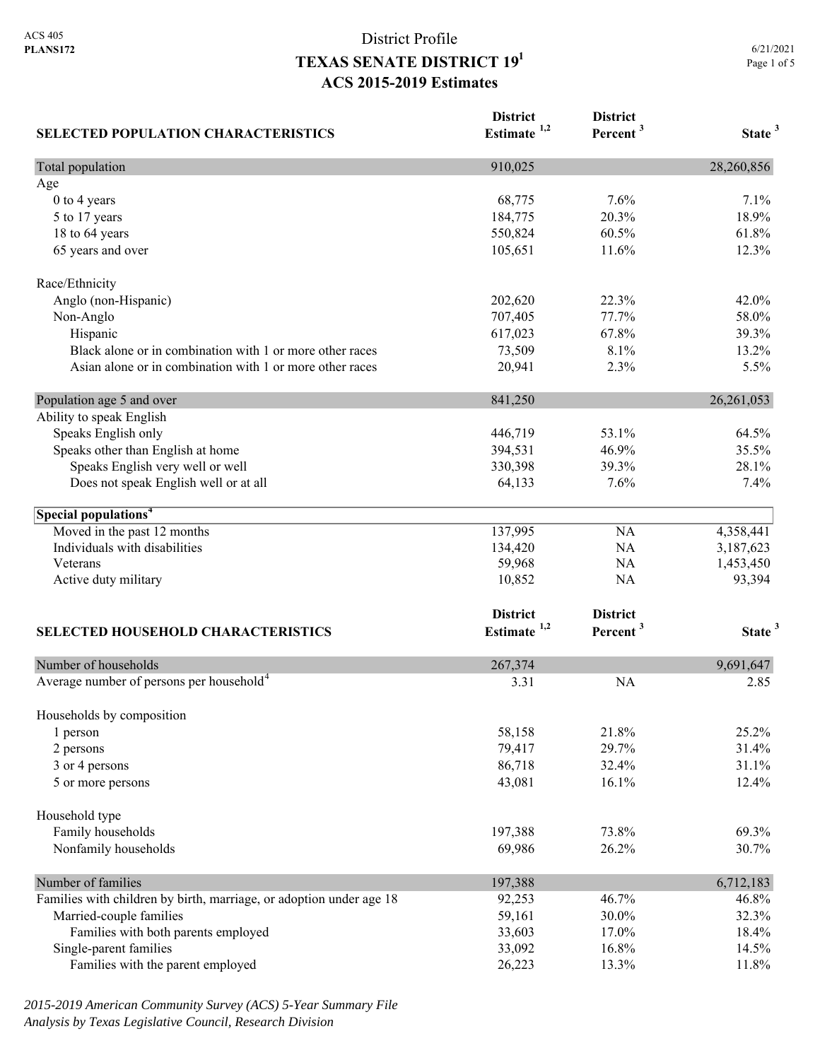ACS 405
**PLANS172**

# District Profile
## TEXAS SENATE DISTRICT 19[1]
## ACS 2015-2019 Estimates

6/21/2021

| SELECTED POPULATION CHARACTERISTICS | District Estimate [1,2] | District Percent [3] | State [3] |
|---|---|---|---|
| Total population | 910,025 | | 28,260,856 |
| Age | | | |
| 0 to 4 years | 68,775 | 7.6% | 7.1% |
| 5 to 17 years | 184,775 | 20.3% | 18.9% |
| 18 to 64 years | 550,824 | 60.5% | 61.8% |
| 65 years and over | 105,651 | 11.6% | 12.3% |
| Race/Ethnicity | | | |
| Anglo (non-Hispanic) | 202,620 | 22.3% | 42.0% |
| Non-Anglo | 707,405 | 77.7% | 58.0% |
| Hispanic | 617,023 | 67.8% | 39.3% |
| Black alone or in combination with 1 or more other races | 73,509 | 8.1% | 13.2% |
| Asian alone or in combination with 1 or more other races | 20,941 | 2.3% | 5.5% |
| Population age 5 and over | 841,250 | | 26,261,053 |
| Ability to speak English | | | |
| Speaks English only | 446,719 | 53.1% | 64.5% |
| Speaks other than English at home | 394,531 | 46.9% | 35.5% |
| Speaks English very well or well | 330,398 | 39.3% | 28.1% |
| Does not speak English well or at all | 64,133 | 7.6% | 7.4% |
| **Special populations[4]** | | | |
| Moved in the past 12 months | 137,995 | NA | 4,358,441 |
| Individuals with disabilities | 134,420 | NA | 3,187,623 |
| Veterans | 59,968 | NA | 1,453,450 |
| Active duty military | 10,852 | NA | 93,394 |

| SELECTED HOUSEHOLD CHARACTERISTICS | District Estimate [1,2] | District Percent [3] | State [3] |
|---|---|---|---|
| Number of households | 267,374 | | 9,691,647 |
| Average number of persons per household[4] | 3.31 | NA | 2.85 |
| Households by composition | | | |
| 1 person | 58,158 | 21.8% | 25.2% |
| 2 persons | 79,417 | 29.7% | 31.4% |
| 3 or 4 persons | 86,718 | 32.4% | 31.1% |
| 5 or more persons | 43,081 | 16.1% | 12.4% |
| Household type | | | |
| Family households | 197,388 | 73.8% | 69.3% |
| Nonfamily households | 69,986 | 26.2% | 30.7% |
| Number of families | 197,388 | | 6,712,183 |
| Families with children by birth, marriage, or adoption under age 18 | 92,253 | 46.7% | 46.8% |
| Married-couple families | 59,161 | 30.0% | 32.3% |
| Families with both parents employed | 33,603 | 17.0% | 18.4% |
| Single-parent families | 33,092 | 16.8% | 14.5% |
| Families with the parent employed | 26,223 | 13.3% | 11.8% |

*2015-2019 American Community Survey (ACS) 5-Year Summary File*
*Analysis by Texas Legislative Council, Research Division*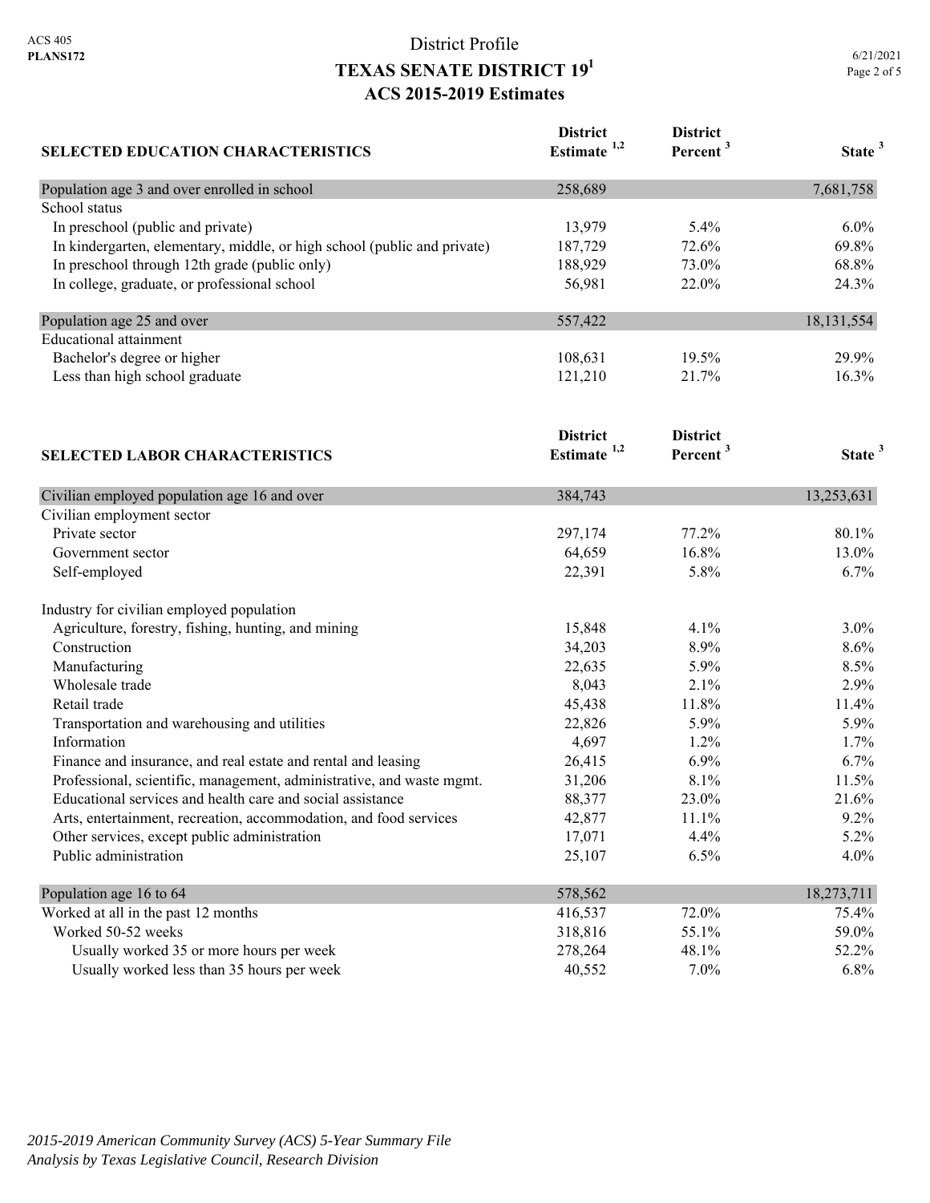ACS 405
**PLANS172**

District Profile

# TEXAS SENATE DISTRICT 19[1]

## ACS 2015-2019 Estimates

| SELECTED EDUCATION CHARACTERISTICS | District Estimate [1,2] | District Percent [3] | State [3] |
|---|---|---|---|
| Population age 3 and over enrolled in school | 258,689 | | 7,681,758 |
| School status | | | |
| In preschool (public and private) | 13,979 | 5.4% | 6.0% |
| In kindergarten, elementary, middle, or high school (public and private) | 187,729 | 72.6% | 69.8% |
| In preschool through 12th grade (public only) | 188,929 | 73.0% | 68.8% |
| In college, graduate, or professional school | 56,981 | 22.0% | 24.3% |
| Population age 25 and over | 557,422 | | 18,131,554 |
| Educational attainment | | | |
| Bachelor's degree or higher | 108,631 | 19.5% | 29.9% |
| Less than high school graduate | 121,210 | 21.7% | 16.3% |

| SELECTED LABOR CHARACTERISTICS | District Estimate [1,2] | District Percent [3] | State [3] |
|---|---|---|---|
| Civilian employed population age 16 and over | 384,743 | | 13,253,631 |
| Civilian employment sector | | | |
| Private sector | 297,174 | 77.2% | 80.1% |
| Government sector | 64,659 | 16.8% | 13.0% |
| Self-employed | 22,391 | 5.8% | 6.7% |
| Industry for civilian employed population | | | |
| Agriculture, forestry, fishing, hunting, and mining | 15,848 | 4.1% | 3.0% |
| Construction | 34,203 | 8.9% | 8.6% |
| Manufacturing | 22,635 | 5.9% | 8.5% |
| Wholesale trade | 8,043 | 2.1% | 2.9% |
| Retail trade | 45,438 | 11.8% | 11.4% |
| Transportation and warehousing and utilities | 22,826 | 5.9% | 5.9% |
| Information | 4,697 | 1.2% | 1.7% |
| Finance and insurance, and real estate and rental and leasing | 26,415 | 6.9% | 6.7% |
| Professional, scientific, management, administrative, and waste mgmt. | 31,206 | 8.1% | 11.5% |
| Educational services and health care and social assistance | 88,377 | 23.0% | 21.6% |
| Arts, entertainment, recreation, accommodation, and food services | 42,877 | 11.1% | 9.2% |
| Other services, except public administration | 17,071 | 4.4% | 5.2% |
| Public administration | 25,107 | 6.5% | 4.0% |
| Population age 16 to 64 | 578,562 | | 18,273,711 |
| Worked at all in the past 12 months | 416,537 | 72.0% | 75.4% |
| Worked 50-52 weeks | 318,816 | 55.1% | 59.0% |
| Usually worked 35 or more hours per week | 278,264 | 48.1% | 52.2% |
| Usually worked less than 35 hours per week | 40,552 | 7.0% | 6.8% |

*2015-2019 American Community Survey (ACS) 5-Year Summary File*
*Analysis by Texas Legislative Council, Research Division*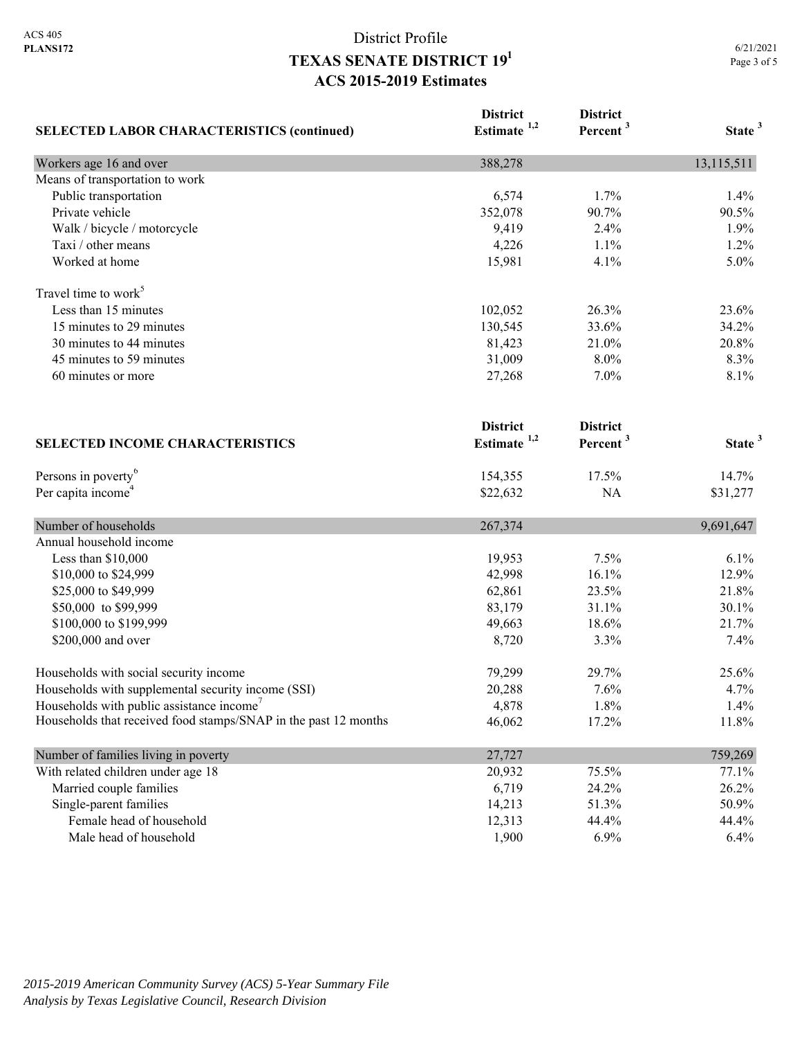# District Profile

## TEXAS SENATE DISTRICT 19[1]

## ACS 2015-2019 Estimates

| SELECTED LABOR CHARACTERISTICS (continued) | District Estimate [1,2] | District Percent [3] | State [3] |
|---|---|---|---|
| Workers age 16 and over | 388,278 | | 13,115,511 |
| Means of transportation to work | | | |
| Public transportation | 6,574 | 1.7% | 1.4% |
| Private vehicle | 352,078 | 90.7% | 90.5% |
| Walk / bicycle / motorcycle | 9,419 | 2.4% | 1.9% |
| Taxi / other means | 4,226 | 1.1% | 1.2% |
| Worked at home | 15,981 | 4.1% | 5.0% |
| Travel time to work[5] | | | |
| Less than 15 minutes | 102,052 | 26.3% | 23.6% |
| 15 minutes to 29 minutes | 130,545 | 33.6% | 34.2% |
| 30 minutes to 44 minutes | 81,423 | 21.0% | 20.8% |
| 45 minutes to 59 minutes | 31,009 | 8.0% | 8.3% |
| 60 minutes or more | 27,268 | 7.0% | 8.1% |

| SELECTED INCOME CHARACTERISTICS | District Estimate [1,2] | District Percent [3] | State [3] |
|---|---|---|---|
| Persons in poverty[6] | 154,355 | 17.5% | 14.7% |
| Per capita income[4] | $22,632 | NA | $31,277 |
| Number of households | 267,374 | | 9,691,647 |
| Annual household income | | | |
| Less than $10,000 | 19,953 | 7.5% | 6.1% |
| $10,000 to $24,999 | 42,998 | 16.1% | 12.9% |
| $25,000 to $49,999 | 62,861 | 23.5% | 21.8% |
| $50,000 to $99,999 | 83,179 | 31.1% | 30.1% |
| $100,000 to $199,999 | 49,663 | 18.6% | 21.7% |
| $200,000 and over | 8,720 | 3.3% | 7.4% |
| Households with social security income | 79,299 | 29.7% | 25.6% |
| Households with supplemental security income (SSI) | 20,288 | 7.6% | 4.7% |
| Households with public assistance income[7] | 4,878 | 1.8% | 1.4% |
| Households that received food stamps/SNAP in the past 12 months | 46,062 | 17.2% | 11.8% |
| Number of families living in poverty | 27,727 | | 759,269 |
| With related children under age 18 | 20,932 | 75.5% | 77.1% |
| Married couple families | 6,719 | 24.2% | 26.2% |
| Single-parent families | 14,213 | 51.3% | 50.9% |
| Female head of household | 12,313 | 44.4% | 44.4% |
| Male head of household | 1,900 | 6.9% | 6.4% |

*2015-2019 American Community Survey (ACS) 5-Year Summary File*
*Analysis by Texas Legislative Council, Research Division*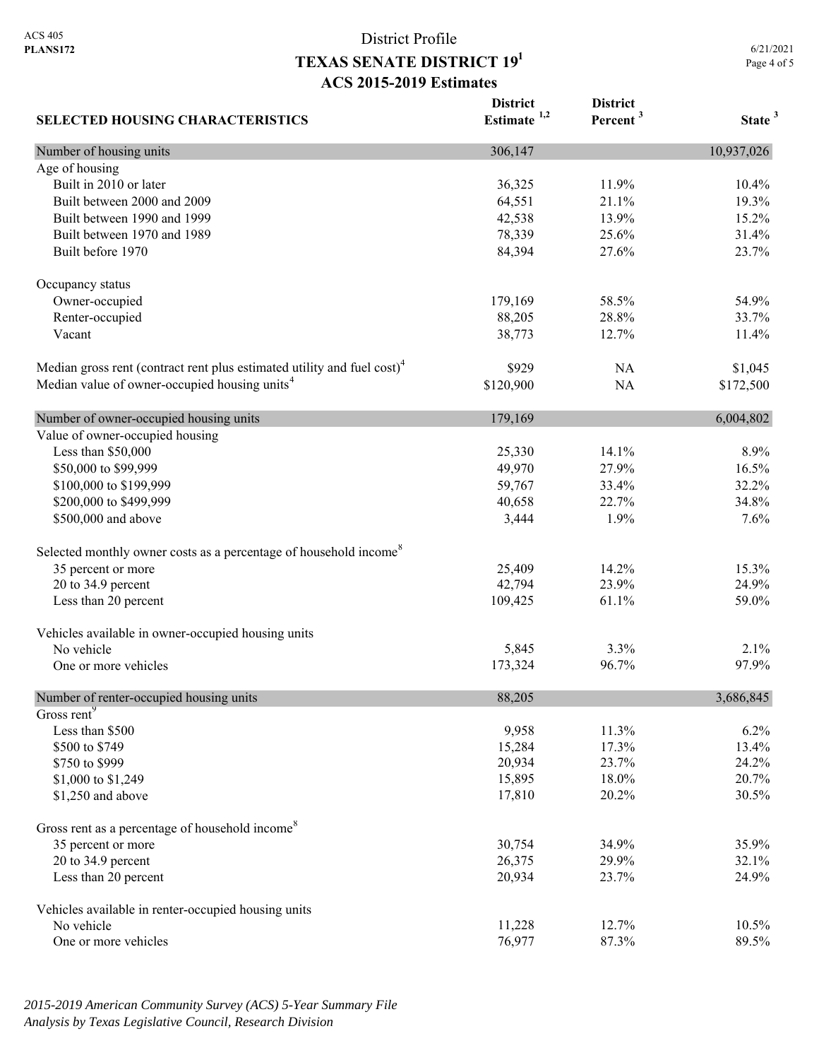ACS 405
**PLANS172**

# District Profile
## TEXAS SENATE DISTRICT 19[1]
## ACS 2015-2019 Estimates

| SELECTED HOUSING CHARACTERISTICS | District Estimate [1,2] | District Percent [3] | State [3] |
|---|---|---|---|
| **Number of housing units** | 306,147 | | 10,937,026 |
| Age of housing | | | |
| Built in 2010 or later | 36,325 | 11.9% | 10.4% |
| Built between 2000 and 2009 | 64,551 | 21.1% | 19.3% |
| Built between 1990 and 1999 | 42,538 | 13.9% | 15.2% |
| Built between 1970 and 1989 | 78,339 | 25.6% | 31.4% |
| Built before 1970 | 84,394 | 27.6% | 23.7% |
| Occupancy status | | | |
| Owner-occupied | 179,169 | 58.5% | 54.9% |
| Renter-occupied | 88,205 | 28.8% | 33.7% |
| Vacant | 38,773 | 12.7% | 11.4% |
| Median gross rent (contract rent plus estimated utility and fuel cost)[4] | $929 | NA | $1,045 |
| Median value of owner-occupied housing units[4] | $120,900 | NA | $172,500 |
| **Number of owner-occupied housing units** | 179,169 | | 6,004,802 |
| Value of owner-occupied housing | | | |
| Less than $50,000 | 25,330 | 14.1% | 8.9% |
| $50,000 to $99,999 | 49,970 | 27.9% | 16.5% |
| $100,000 to $199,999 | 59,767 | 33.4% | 32.2% |
| $200,000 to $499,999 | 40,658 | 22.7% | 34.8% |
| $500,000 and above | 3,444 | 1.9% | 7.6% |
| Selected monthly owner costs as a percentage of household income[8] | | | |
| 35 percent or more | 25,409 | 14.2% | 15.3% |
| 20 to 34.9 percent | 42,794 | 23.9% | 24.9% |
| Less than 20 percent | 109,425 | 61.1% | 59.0% |
| Vehicles available in owner-occupied housing units | | | |
| No vehicle | 5,845 | 3.3% | 2.1% |
| One or more vehicles | 173,324 | 96.7% | 97.9% |
| **Number of renter-occupied housing units** | 88,205 | | 3,686,845 |
| Gross rent[9] | | | |
| Less than $500 | 9,958 | 11.3% | 6.2% |
| $500 to $749 | 15,284 | 17.3% | 13.4% |
| $750 to $999 | 20,934 | 23.7% | 24.2% |
| $1,000 to $1,249 | 15,895 | 18.0% | 20.7% |
| $1,250 and above | 17,810 | 20.2% | 30.5% |
| Gross rent as a percentage of household income[8] | | | |
| 35 percent or more | 30,754 | 34.9% | 35.9% |
| 20 to 34.9 percent | 26,375 | 29.9% | 32.1% |
| Less than 20 percent | 20,934 | 23.7% | 24.9% |
| Vehicles available in renter-occupied housing units | | | |
| No vehicle | 11,228 | 12.7% | 10.5% |
| One or more vehicles | 76,977 | 87.3% | 89.5% |

*2015-2019 American Community Survey (ACS) 5-Year Summary File*
*Analysis by Texas Legislative Council, Research Division*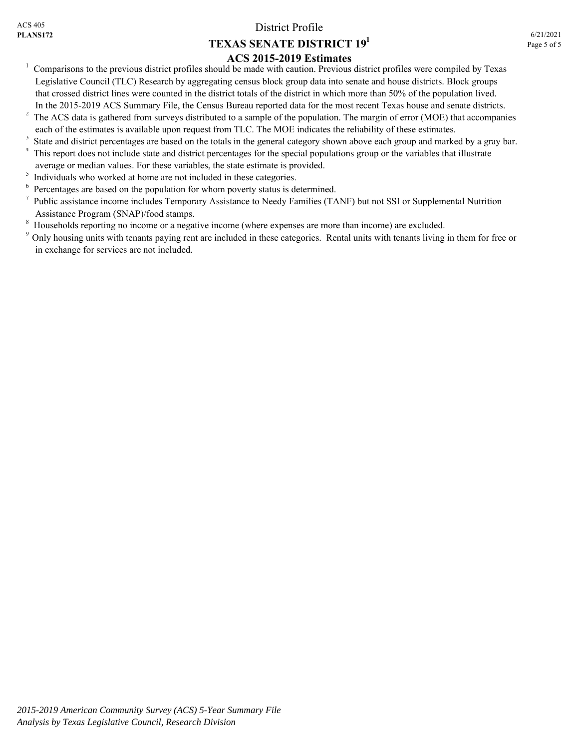# District Profile

## TEXAS SENATE DISTRICT 19[1]

## ACS 2015-2019 Estimates

[1] Comparisons to the previous district profiles should be made with caution. Previous district profiles were compiled by Texas Legislative Council (TLC) Research by aggregating census block group data into senate and house districts. Block groups that crossed district lines were counted in the district totals of the district in which more than 50% of the population lived. In the 2015-2019 ACS Summary File, the Census Bureau reported data for the most recent Texas house and senate districts.

[2] The ACS data is gathered from surveys distributed to a sample of the population. The margin of error (MOE) that accompanies each of the estimates is available upon request from TLC. The MOE indicates the reliability of these estimates.

[3] State and district percentages are based on the totals in the general category shown above each group and marked by a gray bar.

[4] This report does not include state and district percentages for the special populations group or the variables that illustrate average or median values. For these variables, the state estimate is provided.

[5] Individuals who worked at home are not included in these categories.

[6] Percentages are based on the population for whom poverty status is determined.

[7] Public assistance income includes Temporary Assistance to Needy Families (TANF) but not SSI or Supplemental Nutrition Assistance Program (SNAP)/food stamps.

[8] Households reporting no income or a negative income (where expenses are more than income) are excluded.

[9] Only housing units with tenants paying rent are included in these categories. Rental units with tenants living in them for free or in exchange for services are not included.